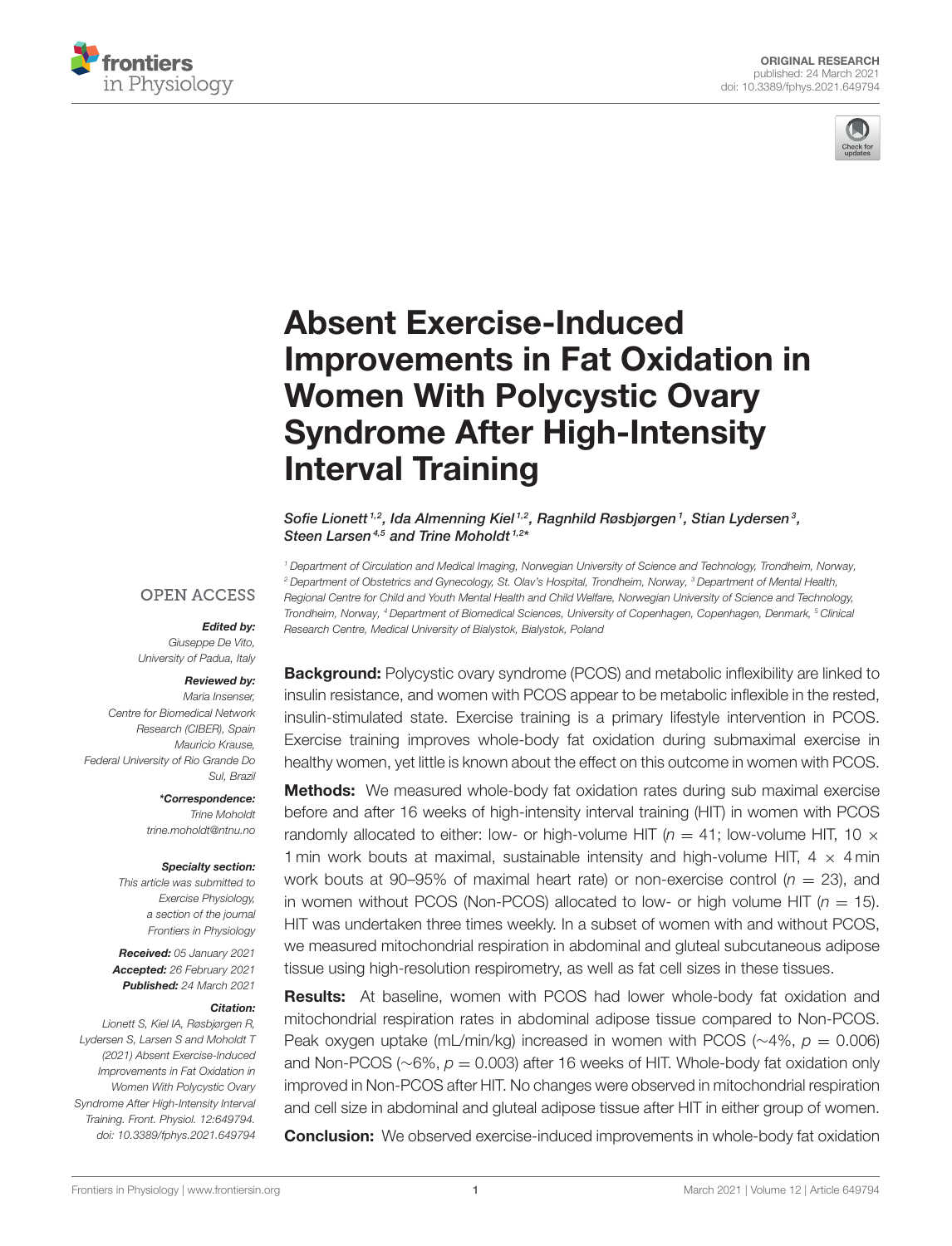ORIGINAL RESEARCH
published: 24 March 2021
doi: 10.3389/fphys.2021.649794

# Absent Exercise-Induced Improvements in Fat Oxidation in Women With Polycystic Ovary Syndrome After High-Intensity Interval Training

*Sofie Lionett[1,2], Ida Almenning Kiel[1,2], Ragnhild Røsbjørgen[1], Stian Lydersen[3], Steen Larsen[4,5] and Trine Moholdt[1,2]**

[1] Department of Circulation and Medical Imaging, Norwegian University of Science and Technology, Trondheim, Norway, [2] Department of Obstetrics and Gynecology, St. Olav's Hospital, Trondheim, Norway, [3] Department of Mental Health, Regional Centre for Child and Youth Mental Health and Child Welfare, Norwegian University of Science and Technology, Trondheim, Norway, [4] Department of Biomedical Sciences, University of Copenhagen, Copenhagen, Denmark, [5] Clinical Research Centre, Medical University of Bialystok, Bialystok, Poland

OPEN ACCESS

***Edited by:***
Giuseppe De Vito,
University of Padua, Italy

***Reviewed by:***
Maria Insenser,
Centre for Biomedical Network Research (CIBER), Spain
Mauricio Krause,
Federal University of Rio Grande Do Sul, Brazil

***\*Correspondence:***
Trine Moholdt
trine.moholdt@ntnu.no

***Specialty section:***
This article was submitted to Exercise Physiology, a section of the journal Frontiers in Physiology

***Received:*** 05 January 2021
***Accepted:*** 26 February 2021
***Published:*** 24 March 2021

***Citation:***
Lionett S, Kiel IA, Røsbjørgen R, Lydersen S, Larsen S and Moholdt T (2021) Absent Exercise-Induced Improvements in Fat Oxidation in Women With Polycystic Ovary Syndrome After High-Intensity Interval Training. Front. Physiol. 12:649794. doi: 10.3389/fphys.2021.649794

**Background:** Polycystic ovary syndrome (PCOS) and metabolic inflexibility are linked to insulin resistance, and women with PCOS appear to be metabolic inflexible in the rested, insulin-stimulated state. Exercise training is a primary lifestyle intervention in PCOS. Exercise training improves whole-body fat oxidation during submaximal exercise in healthy women, yet little is known about the effect on this outcome in women with PCOS.

**Methods:** We measured whole-body fat oxidation rates during sub maximal exercise before and after 16 weeks of high-intensity interval training (HIT) in women with PCOS randomly allocated to either: low- or high-volume HIT ($n = 41$; low-volume HIT, $10 \times 1$ min work bouts at maximal, sustainable intensity and high-volume HIT, $4 \times 4$ min work bouts at 90–95% of maximal heart rate) or non-exercise control ($n = 23$), and in women without PCOS (Non-PCOS) allocated to low- or high volume HIT ($n = 15$). HIT was undertaken three times weekly. In a subset of women with and without PCOS, we measured mitochondrial respiration in abdominal and gluteal subcutaneous adipose tissue using high-resolution respirometry, as well as fat cell sizes in these tissues.

**Results:** At baseline, women with PCOS had lower whole-body fat oxidation and mitochondrial respiration rates in abdominal adipose tissue compared to Non-PCOS. Peak oxygen uptake (mL/min/kg) increased in women with PCOS (~4%, $p = 0.006$) and Non-PCOS (~6%, $p = 0.003$) after 16 weeks of HIT. Whole-body fat oxidation only improved in Non-PCOS after HIT. No changes were observed in mitochondrial respiration and cell size in abdominal and gluteal adipose tissue after HIT in either group of women.

**Conclusion:** We observed exercise-induced improvements in whole-body fat oxidation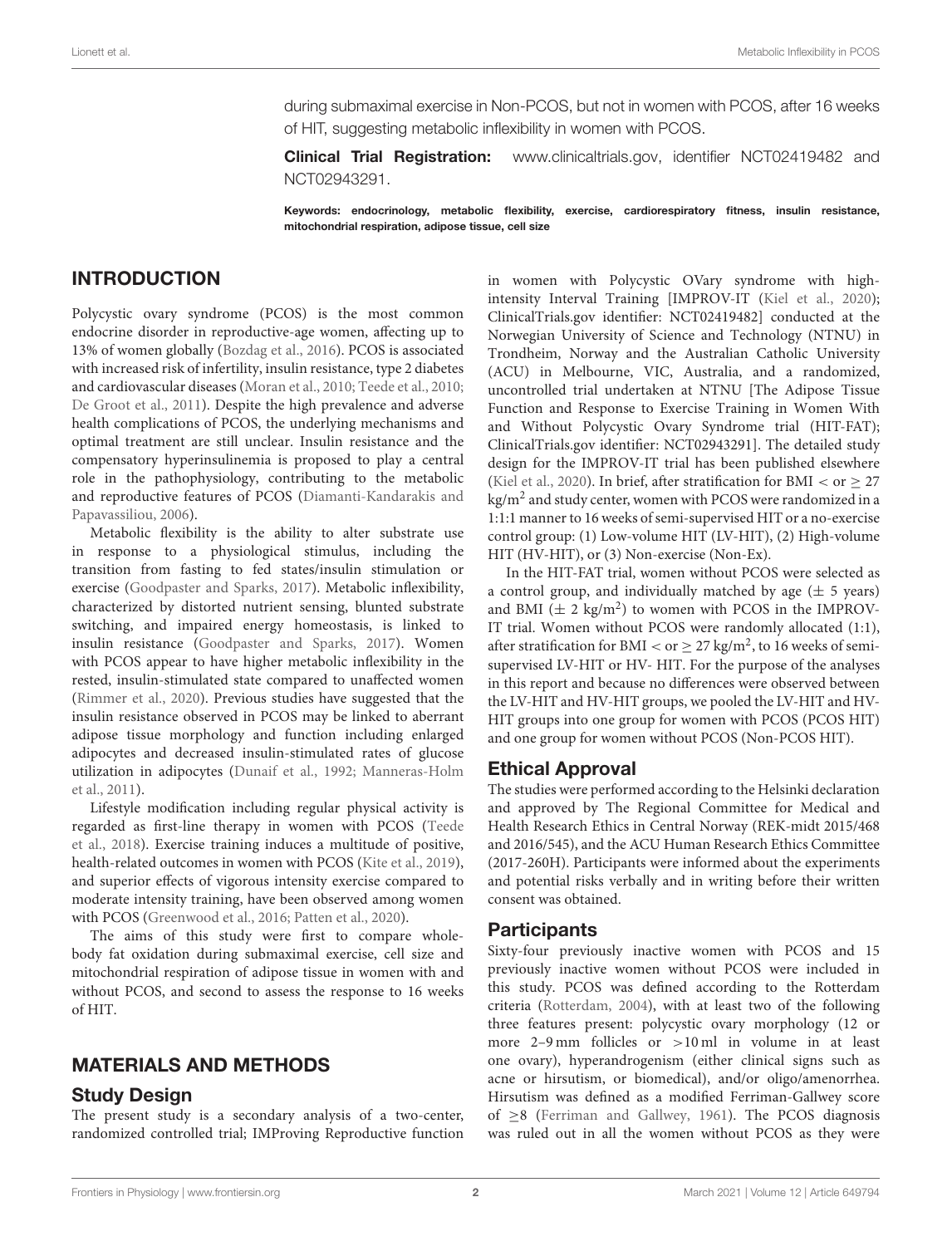during submaximal exercise in Non-PCOS, but not in women with PCOS, after 16 weeks of HIT, suggesting metabolic inflexibility in women with PCOS.

**Clinical Trial Registration:** www.clinicaltrials.gov, identifier NCT02419482 and NCT02943291.

**Keywords: endocrinology, metabolic flexibility, exercise, cardiorespiratory fitness, insulin resistance, mitochondrial respiration, adipose tissue, cell size**

## INTRODUCTION

Polycystic ovary syndrome (PCOS) is the most common endocrine disorder in reproductive-age women, affecting up to 13% of women globally (Bozdag et al., 2016). PCOS is associated with increased risk of infertility, insulin resistance, type 2 diabetes and cardiovascular diseases (Moran et al., 2010; Teede et al., 2010; De Groot et al., 2011). Despite the high prevalence and adverse health complications of PCOS, the underlying mechanisms and optimal treatment are still unclear. Insulin resistance and the compensatory hyperinsulinemia is proposed to play a central role in the pathophysiology, contributing to the metabolic and reproductive features of PCOS (Diamanti-Kandarakis and Papavassiliou, 2006).

Metabolic flexibility is the ability to alter substrate use in response to a physiological stimulus, including the transition from fasting to fed states/insulin stimulation or exercise (Goodpaster and Sparks, 2017). Metabolic inflexibility, characterized by distorted nutrient sensing, blunted substrate switching, and impaired energy homeostasis, is linked to insulin resistance (Goodpaster and Sparks, 2017). Women with PCOS appear to have higher metabolic inflexibility in the rested, insulin-stimulated state compared to unaffected women (Rimmer et al., 2020). Previous studies have suggested that the insulin resistance observed in PCOS may be linked to aberrant adipose tissue morphology and function including enlarged adipocytes and decreased insulin-stimulated rates of glucose utilization in adipocytes (Dunaif et al., 1992; Manneras-Holm et al., 2011).

Lifestyle modification including regular physical activity is regarded as first-line therapy in women with PCOS (Teede et al., 2018). Exercise training induces a multitude of positive, health-related outcomes in women with PCOS (Kite et al., 2019), and superior effects of vigorous intensity exercise compared to moderate intensity training, have been observed among women with PCOS (Greenwood et al., 2016; Patten et al., 2020).

The aims of this study were first to compare whole-body fat oxidation during submaximal exercise, cell size and mitochondrial respiration of adipose tissue in women with and without PCOS, and second to assess the response to 16 weeks of HIT.

## MATERIALS AND METHODS

### Study Design

The present study is a secondary analysis of a two-center, randomized controlled trial; IMProving Reproductive function in women with Polycystic OVary syndrome with high-intensity Interval Training [IMPROV-IT (Kiel et al., 2020); ClinicalTrials.gov identifier: NCT02419482] conducted at the Norwegian University of Science and Technology (NTNU) in Trondheim, Norway and the Australian Catholic University (ACU) in Melbourne, VIC, Australia, and a randomized, uncontrolled trial undertaken at NTNU [The Adipose Tissue Function and Response to Exercise Training in Women With and Without Polycystic Ovary Syndrome trial (HIT-FAT); ClinicalTrials.gov identifier: NCT02943291]. The detailed study design for the IMPROV-IT trial has been published elsewhere (Kiel et al., 2020). In brief, after stratification for BMI < or ≥ 27 $kg/m^2$ and study center, women with PCOS were randomized in a 1:1:1 manner to 16 weeks of semi-supervised HIT or a no-exercise control group: (1) Low-volume HIT (LV-HIT), (2) High-volume HIT (HV-HIT), or (3) Non-exercise (Non-Ex).

In the HIT-FAT trial, women without PCOS were selected as a control group, and individually matched by age (± 5 years) and BMI (± 2 $kg/m^2$) to women with PCOS in the IMPROV-IT trial. Women without PCOS were randomly allocated (1:1), after stratification for BMI < or ≥ 27 $kg/m^2$, to 16 weeks of semi-supervised LV-HIT or HV- HIT. For the purpose of the analyses in this report and because no differences were observed between the LV-HIT and HV-HIT groups, we pooled the LV-HIT and HV-HIT groups into one group for women with PCOS (PCOS HIT) and one group for women without PCOS (Non-PCOS HIT).

### Ethical Approval

The studies were performed according to the Helsinki declaration and approved by The Regional Committee for Medical and Health Research Ethics in Central Norway (REK-midt 2015/468 and 2016/545), and the ACU Human Research Ethics Committee (2017-260H). Participants were informed about the experiments and potential risks verbally and in writing before their written consent was obtained.

### Participants

Sixty-four previously inactive women with PCOS and 15 previously inactive women without PCOS were included in this study. PCOS was defined according to the Rotterdam criteria (Rotterdam, 2004), with at least two of the following three features present: polycystic ovary morphology (12 or more 2–9 mm follicles or >10 ml in volume in at least one ovary), hyperandrogenism (either clinical signs such as acne or hirsutism, or biomedical), and/or oligo/amenorrhea. Hirsutism was defined as a modified Ferriman-Gallwey score of ≥8 (Ferriman and Gallwey, 1961). The PCOS diagnosis was ruled out in all the women without PCOS as they were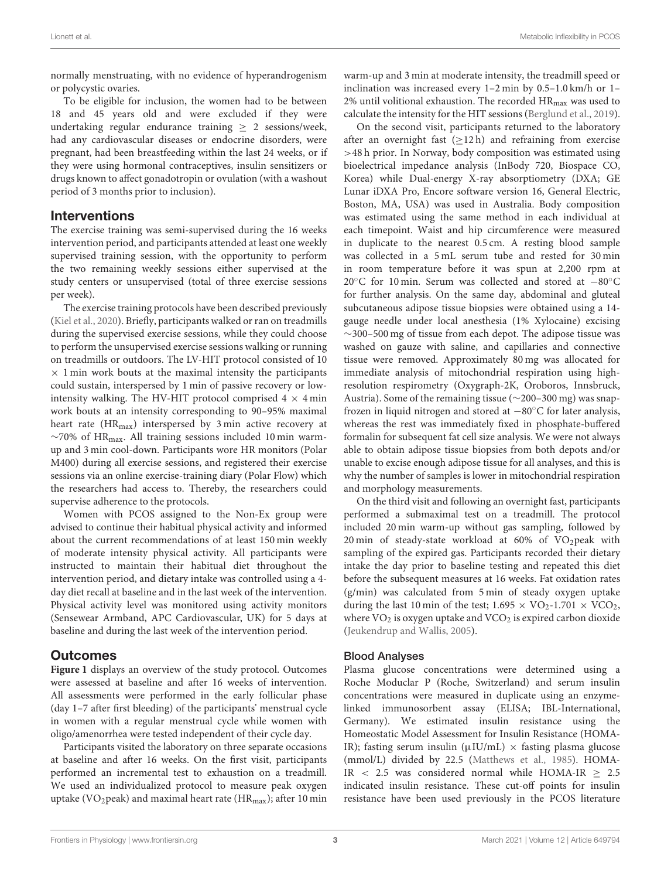normally menstruating, with no evidence of hyperandrogenism or polycystic ovaries.

To be eligible for inclusion, the women had to be between 18 and 45 years old and were excluded if they were undertaking regular endurance training ≥ 2 sessions/week, had any cardiovascular diseases or endocrine disorders, were pregnant, had been breastfeeding within the last 24 weeks, or if they were using hormonal contraceptives, insulin sensitizers or drugs known to affect gonadotropin or ovulation (with a washout period of 3 months prior to inclusion).

## Interventions

The exercise training was semi-supervised during the 16 weeks intervention period, and participants attended at least one weekly supervised training session, with the opportunity to perform the two remaining weekly sessions either supervised at the study centers or unsupervised (total of three exercise sessions per week).

The exercise training protocols have been described previously (Kiel et al., 2020). Briefly, participants walked or ran on treadmills during the supervised exercise sessions, while they could choose to perform the unsupervised exercise sessions walking or running on treadmills or outdoors. The LV-HIT protocol consisted of 10 × 1 min work bouts at the maximal intensity the participants could sustain, interspersed by 1 min of passive recovery or low-intensity walking. The HV-HIT protocol comprised 4 × 4 min work bouts at an intensity corresponding to 90–95% maximal heart rate ($HR_{max}$) interspersed by 3 min active recovery at ~70% of $HR_{max}$. All training sessions included 10 min warm-up and 3 min cool-down. Participants wore HR monitors (Polar M400) during all exercise sessions, and registered their exercise sessions via an online exercise-training diary (Polar Flow) which the researchers had access to. Thereby, the researchers could supervise adherence to the protocols.

Women with PCOS assigned to the Non-Ex group were advised to continue their habitual physical activity and informed about the current recommendations of at least 150 min weekly of moderate intensity physical activity. All participants were instructed to maintain their habitual diet throughout the intervention period, and dietary intake was controlled using a 4-day diet recall at baseline and in the last week of the intervention. Physical activity level was monitored using activity monitors (Sensewear Armband, APC Cardiovascular, UK) for 5 days at baseline and during the last week of the intervention period.

## Outcomes

**Figure 1** displays an overview of the study protocol. Outcomes were assessed at baseline and after 16 weeks of intervention. All assessments were performed in the early follicular phase (day 1–7 after first bleeding) of the participants' menstrual cycle in women with a regular menstrual cycle while women with oligo/amenorrhea were tested independent of their cycle day.

Participants visited the laboratory on three separate occasions at baseline and after 16 weeks. On the first visit, participants performed an incremental test to exhaustion on a treadmill. We used an individualized protocol to measure peak oxygen uptake ($VO_2$peak) and maximal heart rate ($HR_{max}$); after 10 min warm-up and 3 min at moderate intensity, the treadmill speed or inclination was increased every 1–2 min by 0.5–1.0 km/h or 1–2% until volitional exhaustion. The recorded $HR_{max}$ was used to calculate the intensity for the HIT sessions (Berglund et al., 2019).

On the second visit, participants returned to the laboratory after an overnight fast (≥12 h) and refraining from exercise >48 h prior. In Norway, body composition was estimated using bioelectrical impedance analysis (InBody 720, Biospace CO, Korea) while Dual-energy X-ray absorptiometry (DXA; GE Lunar iDXA Pro, Encore software version 16, General Electric, Boston, MA, USA) was used in Australia. Body composition was estimated using the same method in each individual at each timepoint. Waist and hip circumference were measured in duplicate to the nearest 0.5 cm. A resting blood sample was collected in a 5 mL serum tube and rested for 30 min in room temperature before it was spun at 2,200 rpm at 20°C for 10 min. Serum was collected and stored at −80°C for further analysis. On the same day, abdominal and gluteal subcutaneous adipose tissue biopsies were obtained using a 14-gauge needle under local anesthesia (1% Xylocaine) excising ~300–500 mg of tissue from each depot. The adipose tissue was washed on gauze with saline, and capillaries and connective tissue were removed. Approximately 80 mg was allocated for immediate analysis of mitochondrial respiration using high-resolution respirometry (Oxygraph-2K, Oroboros, Innsbruck, Austria). Some of the remaining tissue (~200–300 mg) was snap-frozen in liquid nitrogen and stored at −80°C for later analysis, whereas the rest was immediately fixed in phosphate-buffered formalin for subsequent fat cell size analysis. We were not always able to obtain adipose tissue biopsies from both depots and/or unable to excise enough adipose tissue for all analyses, and this is why the number of samples is lower in mitochondrial respiration and morphology measurements.

On the third visit and following an overnight fast, participants performed a submaximal test on a treadmill. The protocol included 20 min warm-up without gas sampling, followed by 20 min of steady-state workload at 60% of $VO_2$peak with sampling of the expired gas. Participants recorded their dietary intake the day prior to baseline testing and repeated this diet before the subsequent measures at 16 weeks. Fat oxidation rates (g/min) was calculated from 5 min of steady oxygen uptake during the last 10 min of the test; $1.695 \times VO_2 - 1.701 \times VCO_2$, where $VO_2$ is oxygen uptake and $VCO_2$ is expired carbon dioxide (Jeukendrup and Wallis, 2005).

### Blood Analyses

Plasma glucose concentrations were determined using a Roche Moduclar P (Roche, Switzerland) and serum insulin concentrations were measured in duplicate using an enzyme-linked immunosorbent assay (ELISA; IBL-International, Germany). We estimated insulin resistance using the Homeostatic Model Assessment for Insulin Resistance (HOMA-IR); fasting serum insulin (μIU/mL) × fasting plasma glucose (mmol/L) divided by 22.5 (Matthews et al., 1985). HOMA-IR < 2.5 was considered normal while HOMA-IR ≥ 2.5 indicated insulin resistance. These cut-off points for insulin resistance have been used previously in the PCOS literature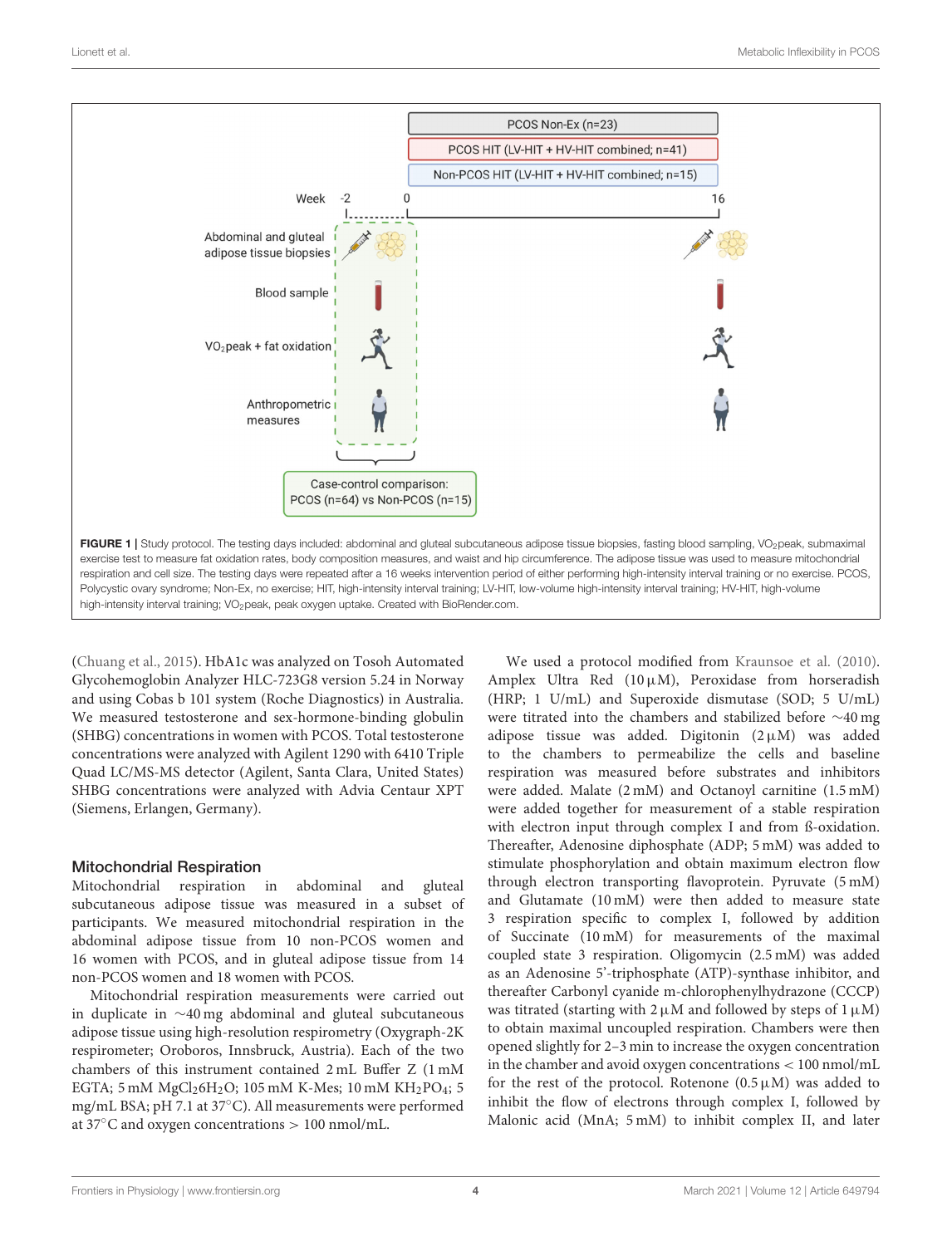FIGURE 1 | Study protocol. The testing days included: abdominal and gluteal subcutaneous adipose tissue biopsies, fasting blood sampling, $VO_2$peak, submaximal exercise test to measure fat oxidation rates, body composition measures, and waist and hip circumference. The adipose tissue was used to measure mitochondrial respiration and cell size. The testing days were repeated after a 16 weeks intervention period of either performing high-intensity interval training or no exercise. PCOS, Polycystic ovary syndrome; Non-Ex, no exercise; HIT, high-intensity interval training; LV-HIT, low-volume high-intensity interval training; HV-HIT, high-volume high-intensity interval training; $VO_2$peak, peak oxygen uptake. Created with BioRender.com.

(Chuang et al., 2015). HbA1c was analyzed on Tosoh Automated Glycohemoglobin Analyzer HLC-723G8 version 5.24 in Norway and using Cobas b 101 system (Roche Diagnostics) in Australia. We measured testosterone and sex-hormone-binding globulin (SHBG) concentrations in women with PCOS. Total testosterone concentrations were analyzed with Agilent 1290 with 6410 Triple Quad LC/MS-MS detector (Agilent, Santa Clara, United States) SHBG concentrations were analyzed with Advia Centaur XPT (Siemens, Erlangen, Germany).

### Mitochondrial Respiration

Mitochondrial respiration in abdominal and gluteal subcutaneous adipose tissue was measured in a subset of participants. We measured mitochondrial respiration in the abdominal adipose tissue from 10 non-PCOS women and 16 women with PCOS, and in gluteal adipose tissue from 14 non-PCOS women and 18 women with PCOS.

Mitochondrial respiration measurements were carried out in duplicate in ~40 mg abdominal and gluteal subcutaneous adipose tissue using high-resolution respirometry (Oxygraph-2K respirometer; Oroboros, Innsbruck, Austria). Each of the two chambers of this instrument contained 2 mL Buffer Z (1 mM EGTA; 5 mM $MgCl_2 6H_2O$; 105 mM K-Mes; 10 mM $KH_2PO_4$; 5 mg/mL BSA; pH 7.1 at 37°C). All measurements were performed at 37°C and oxygen concentrations > 100 nmol/mL.

We used a protocol modified from Kraunsoe et al. (2010). Amplex Ultra Red (10 µM), Peroxidase from horseradish (HRP; 1 U/mL) and Superoxide dismutase (SOD; 5 U/mL) were titrated into the chambers and stabilized before ~40 mg adipose tissue was added. Digitonin (2 µM) was added to the chambers to permeabilize the cells and baseline respiration was measured before substrates and inhibitors were added. Malate (2 mM) and Octanoyl carnitine (1.5 mM) were added together for measurement of a stable respiration with electron input through complex I and from ß-oxidation. Thereafter, Adenosine diphosphate (ADP; 5 mM) was added to stimulate phosphorylation and obtain maximum electron flow through electron transporting flavoprotein. Pyruvate (5 mM) and Glutamate (10 mM) were then added to measure state 3 respiration specific to complex I, followed by addition of Succinate (10 mM) for measurements of the maximal coupled state 3 respiration. Oligomycin (2.5 mM) was added as an Adenosine 5'-triphosphate (ATP)-synthase inhibitor, and thereafter Carbonyl cyanide m-chlorophenylhydrazone (CCCP) was titrated (starting with 2 µM and followed by steps of 1 µM) to obtain maximal uncoupled respiration. Chambers were then opened slightly for 2–3 min to increase the oxygen concentration in the chamber and avoid oxygen concentrations < 100 nmol/mL for the rest of the protocol. Rotenone (0.5 µM) was added to inhibit the flow of electrons through complex I, followed by Malonic acid (MnA; 5 mM) to inhibit complex II, and later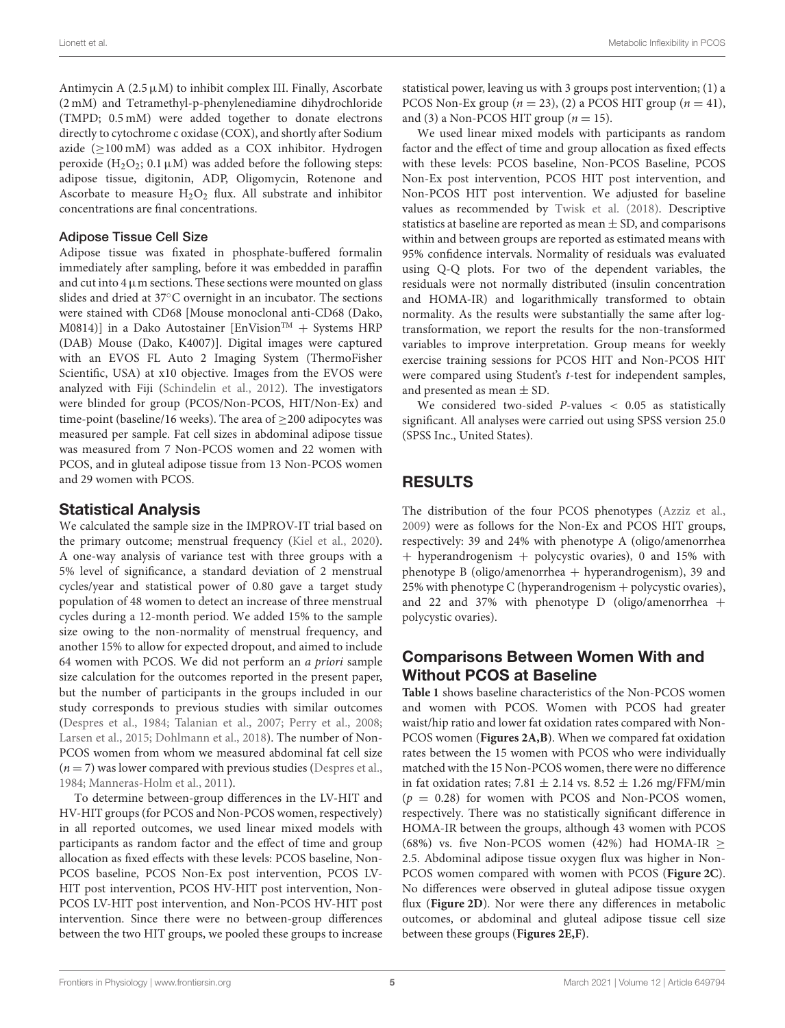Antimycin A (2.5 μM) to inhibit complex III. Finally, Ascorbate (2 mM) and Tetramethyl-p-phenylenediamine dihydrochloride (TMPD; 0.5 mM) were added together to donate electrons directly to cytochrome c oxidase (COX), and shortly after Sodium azide (≥100 mM) was added as a COX inhibitor. Hydrogen peroxide ($H_2O_2$; 0.1 μM) was added before the following steps: adipose tissue, digitonin, ADP, Oligomycin, Rotenone and Ascorbate to measure $H_2O_2$ flux. All substrate and inhibitor concentrations are final concentrations.

### Adipose Tissue Cell Size

Adipose tissue was fixated in phosphate-buffered formalin immediately after sampling, before it was embedded in paraffin and cut into 4 μm sections. These sections were mounted on glass slides and dried at 37°C overnight in an incubator. The sections were stained with CD68 [Mouse monoclonal anti-CD68 (Dako, M0814)] in a Dako Autostainer [EnVision™ + Systems HRP (DAB) Mouse (Dako, K4007)]. Digital images were captured with an EVOS FL Auto 2 Imaging System (ThermoFisher Scientific, USA) at x10 objective. Images from the EVOS were analyzed with Fiji (Schindelin et al., 2012). The investigators were blinded for group (PCOS/Non-PCOS, HIT/Non-Ex) and time-point (baseline/16 weeks). The area of ≥200 adipocytes was measured per sample. Fat cell sizes in abdominal adipose tissue was measured from 7 Non-PCOS women and 22 women with PCOS, and in gluteal adipose tissue from 13 Non-PCOS women and 29 women with PCOS.

## Statistical Analysis

We calculated the sample size in the IMPROV-IT trial based on the primary outcome; menstrual frequency (Kiel et al., 2020). A one-way analysis of variance test with three groups with a 5% level of significance, a standard deviation of 2 menstrual cycles/year and statistical power of 0.80 gave a target study population of 48 women to detect an increase of three menstrual cycles during a 12-month period. We added 15% to the sample size owing to the non-normality of menstrual frequency, and another 15% to allow for expected dropout, and aimed to include 64 women with PCOS. We did not perform an *a priori* sample size calculation for the outcomes reported in the present paper, but the number of participants in the groups included in our study corresponds to previous studies with similar outcomes (Despres et al., 1984; Talanian et al., 2007; Perry et al., 2008; Larsen et al., 2015; Dohlmann et al., 2018). The number of Non-PCOS women from whom we measured abdominal fat cell size ($n = 7$) was lower compared with previous studies (Despres et al., 1984; Manneras-Holm et al., 2011).

To determine between-group differences in the LV-HIT and HV-HIT groups (for PCOS and Non-PCOS women, respectively) in all reported outcomes, we used linear mixed models with participants as random factor and the effect of time and group allocation as fixed effects with these levels: PCOS baseline, Non-PCOS baseline, PCOS Non-Ex post intervention, PCOS LV-HIT post intervention, PCOS HV-HIT post intervention, Non-PCOS LV-HIT post intervention, and Non-PCOS HV-HIT post intervention. Since there were no between-group differences between the two HIT groups, we pooled these groups to increase statistical power, leaving us with 3 groups post intervention; (1) a PCOS Non-Ex group ($n = 23$), (2) a PCOS HIT group ($n = 41$), and (3) a Non-PCOS HIT group ($n = 15$).

We used linear mixed models with participants as random factor and the effect of time and group allocation as fixed effects with these levels: PCOS baseline, Non-PCOS Baseline, PCOS Non-Ex post intervention, PCOS HIT post intervention, and Non-PCOS HIT post intervention. We adjusted for baseline values as recommended by Twisk et al. (2018). Descriptive statistics at baseline are reported as mean ± SD, and comparisons within and between groups are reported as estimated means with 95% confidence intervals. Normality of residuals was evaluated using Q-Q plots. For two of the dependent variables, the residuals were not normally distributed (insulin concentration and HOMA-IR) and logarithmically transformed to obtain normality. As the results were substantially the same after log-transformation, we report the results for the non-transformed variables to improve interpretation. Group means for weekly exercise training sessions for PCOS HIT and Non-PCOS HIT were compared using Student's *t*-test for independent samples, and presented as mean ± SD.

We considered two-sided $P$-values $< 0.05$ as statistically significant. All analyses were carried out using SPSS version 25.0 (SPSS Inc., United States).

# RESULTS

The distribution of the four PCOS phenotypes (Azziz et al., 2009) were as follows for the Non-Ex and PCOS HIT groups, respectively: 39 and 24% with phenotype A (oligo/amenorrhea + hyperandrogenism + polycystic ovaries), 0 and 15% with phenotype B (oligo/amenorrhea + hyperandrogenism), 39 and 25% with phenotype C (hyperandrogenism + polycystic ovaries), and 22 and 37% with phenotype D (oligo/amenorrhea + polycystic ovaries).

## Comparisons Between Women With and Without PCOS at Baseline

**Table 1** shows baseline characteristics of the Non-PCOS women and women with PCOS. Women with PCOS had greater waist/hip ratio and lower fat oxidation rates compared with Non-PCOS women (**Figures 2A,B**). When we compared fat oxidation rates between the 15 women with PCOS who were individually matched with the 15 Non-PCOS women, there were no difference in fat oxidation rates; 7.81 ± 2.14 vs. 8.52 ± 1.26 mg/FFM/min ($p = 0.28$) for women with PCOS and Non-PCOS women, respectively. There was no statistically significant difference in HOMA-IR between the groups, although 43 women with PCOS (68%) vs. five Non-PCOS women (42%) had HOMA-IR ≥ 2.5. Abdominal adipose tissue oxygen flux was higher in Non-PCOS women compared with women with PCOS (**Figure 2C**). No differences were observed in gluteal adipose tissue oxygen flux (**Figure 2D**). Nor were there any differences in metabolic outcomes, or abdominal and gluteal adipose tissue cell size between these groups (**Figures 2E,F**).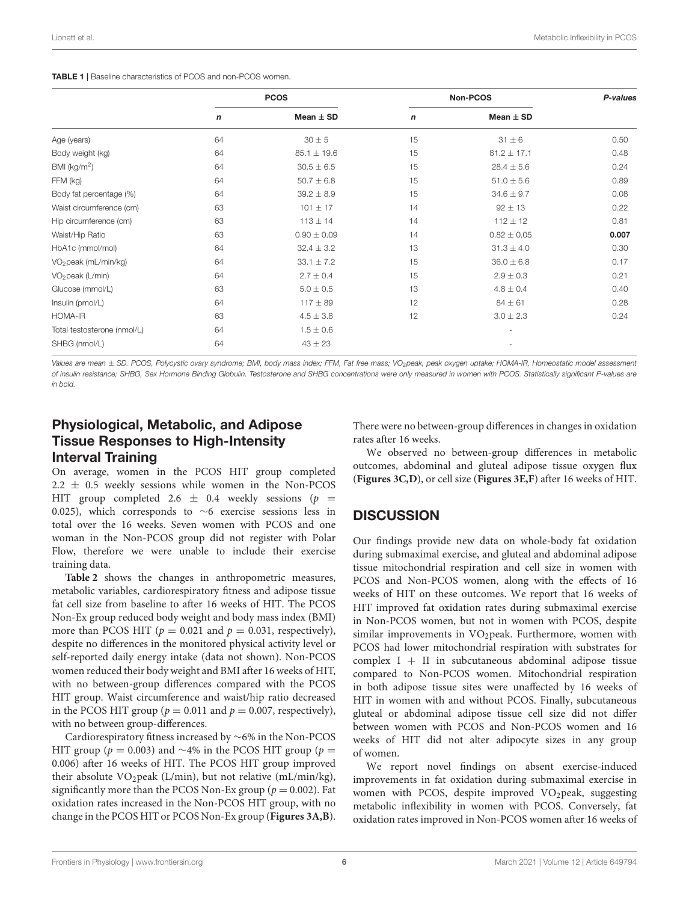**TABLE 1 |** Baseline characteristics of PCOS and non-PCOS women.

| | PCOS | | Non-PCOS | | *P*-values |
|---|---|---|---|---|---|
| | *n* | Mean ± SD | *n* | Mean ± SD | |
| Age (years) | 64 | 30 ± 5 | 15 | 31 ± 6 | 0.50 |
| Body weight (kg) | 64 | 85.1 ± 19.6 | 15 | 81.2 ± 17.1 | 0.48 |
| BMI (kg/m$^2$) | 64 | 30.5 ± 6.5 | 15 | 28.4 ± 5.6 | 0.24 |
| FFM (kg) | 64 | 50.7 ± 6.8 | 15 | 51.0 ± 5.6 | 0.89 |
| Body fat percentage (%) | 64 | 39.2 ± 8.9 | 15 | 34.6 ± 9.7 | 0.08 |
| Waist circumference (cm) | 63 | 101 ± 17 | 14 | 92 ± 13 | 0.22 |
| Hip circumference (cm) | 63 | 113 ± 14 | 14 | 112 ± 12 | 0.81 |
| Waist/Hip Ratio | 63 | 0.90 ± 0.09 | 14 | 0.82 ± 0.05 | **0.007** |
| HbA1c (mmol/mol) | 64 | 32.4 ± 3.2 | 13 | 31.3 ± 4.0 | 0.30 |
| $VO_2$peak (mL/min/kg) | 64 | 33.1 ± 7.2 | 15 | 36.0 ± 6.8 | 0.17 |
| $VO_2$peak (L/min) | 64 | 2.7 ± 0.4 | 15 | 2.9 ± 0.3 | 0.21 |
| Glucose (mmol/L) | 63 | 5.0 ± 0.5 | 13 | 4.8 ± 0.4 | 0.40 |
| Insulin (pmol/L) | 64 | 117 ± 89 | 12 | 84 ± 61 | 0.28 |
| HOMA-IR | 63 | 4.5 ± 3.8 | 12 | 3.0 ± 2.3 | 0.24 |
| Total testosterone (nmol/L) | 64 | 1.5 ± 0.6 | | - | |
| SHBG (nmol/L) | 64 | 43 ± 23 | | - | |

*Values are mean ± SD. PCOS, Polycystic ovary syndrome; BMI, body mass index; FFM, Fat free mass; $VO_2$peak, peak oxygen uptake; HOMA-IR, Homeostatic model assessment of insulin resistance; SHBG, Sex Hormone Binding Globulin. Testosterone and SHBG concentrations were only measured in women with PCOS. Statistically significant P-values are in bold.*

## Physiological, Metabolic, and Adipose Tissue Responses to High-Intensity Interval Training

On average, women in the PCOS HIT group completed 2.2 ± 0.5 weekly sessions while women in the Non-PCOS HIT group completed 2.6 ± 0.4 weekly sessions ($p$ = 0.025), which corresponds to ~6 exercise sessions less in total over the 16 weeks. Seven women with PCOS and one woman in the Non-PCOS group did not register with Polar Flow, therefore we were unable to include their exercise training data.

**Table 2** shows the changes in anthropometric measures, metabolic variables, cardiorespiratory fitness and adipose tissue fat cell size from baseline to after 16 weeks of HIT. The PCOS Non-Ex group reduced body weight and body mass index (BMI) more than PCOS HIT ($p$ = 0.021 and $p$ = 0.031, respectively), despite no differences in the monitored physical activity level or self-reported daily energy intake (data not shown). Non-PCOS women reduced their body weight and BMI after 16 weeks of HIT, with no between-group differences compared with the PCOS HIT group. Waist circumference and waist/hip ratio decreased in the PCOS HIT group ($p$ = 0.011 and $p$ = 0.007, respectively), with no between group-differences.

Cardiorespiratory fitness increased by ~6% in the Non-PCOS HIT group ($p$ = 0.003) and ~4% in the PCOS HIT group ($p$ = 0.006) after 16 weeks of HIT. The PCOS HIT group improved their absolute $VO_2$peak (L/min), but not relative (mL/min/kg), significantly more than the PCOS Non-Ex group ($p$ = 0.002). Fat oxidation rates increased in the Non-PCOS HIT group, with no change in the PCOS HIT or PCOS Non-Ex group (**Figures 3A,B**). There were no between-group differences in changes in oxidation rates after 16 weeks.

We observed no between-group differences in metabolic outcomes, abdominal and gluteal adipose tissue oxygen flux (**Figures 3C,D**), or cell size (**Figures 3E,F**) after 16 weeks of HIT.

# DISCUSSION

Our findings provide new data on whole-body fat oxidation during submaximal exercise, and gluteal and abdominal adipose tissue mitochondrial respiration and cell size in women with PCOS and Non-PCOS women, along with the effects of 16 weeks of HIT on these outcomes. We report that 16 weeks of HIT improved fat oxidation rates during submaximal exercise in Non-PCOS women, but not in women with PCOS, despite similar improvements in $VO_2$peak. Furthermore, women with PCOS had lower mitochondrial respiration with substrates for complex I + II in subcutaneous abdominal adipose tissue compared to Non-PCOS women. Mitochondrial respiration in both adipose tissue sites were unaffected by 16 weeks of HIT in women with and without PCOS. Finally, subcutaneous gluteal or abdominal adipose tissue cell size did not differ between women with PCOS and Non-PCOS women and 16 weeks of HIT did not alter adipocyte sizes in any group of women.

We report novel findings on absent exercise-induced improvements in fat oxidation during submaximal exercise in women with PCOS, despite improved $VO_2$peak, suggesting metabolic inflexibility in women with PCOS. Conversely, fat oxidation rates improved in Non-PCOS women after 16 weeks of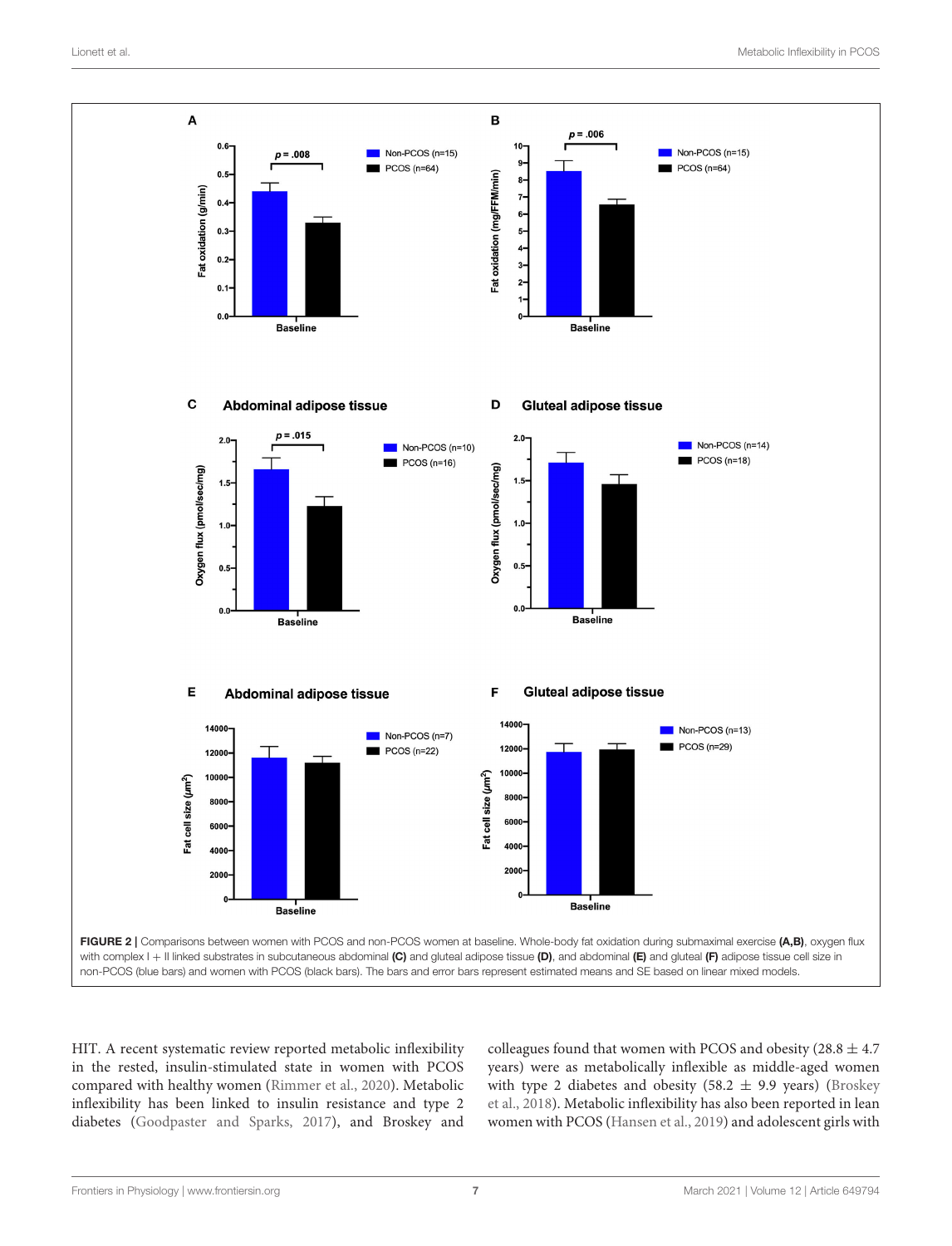FIGURE 2 | Comparisons between women with PCOS and non-PCOS women at baseline. Whole-body fat oxidation during submaximal exercise **(A,B)**, oxygen flux with complex I + II linked substrates in subcutaneous abdominal **(C)** and gluteal adipose tissue **(D)**, and abdominal **(E)** and gluteal **(F)** adipose tissue cell size in non-PCOS (blue bars) and women with PCOS (black bars). The bars and error bars represent estimated means and SE based on linear mixed models.

HIT. A recent systematic review reported metabolic inflexibility in the rested, insulin-stimulated state in women with PCOS compared with healthy women (Rimmer et al., 2020). Metabolic inflexibility has been linked to insulin resistance and type 2 diabetes (Goodpaster and Sparks, 2017), and Broskey and colleagues found that women with PCOS and obesity (28.8 ± 4.7 years) were as metabolically inflexible as middle-aged women with type 2 diabetes and obesity (58.2 ± 9.9 years) (Broskey et al., 2018). Metabolic inflexibility has also been reported in lean women with PCOS (Hansen et al., 2019) and adolescent girls with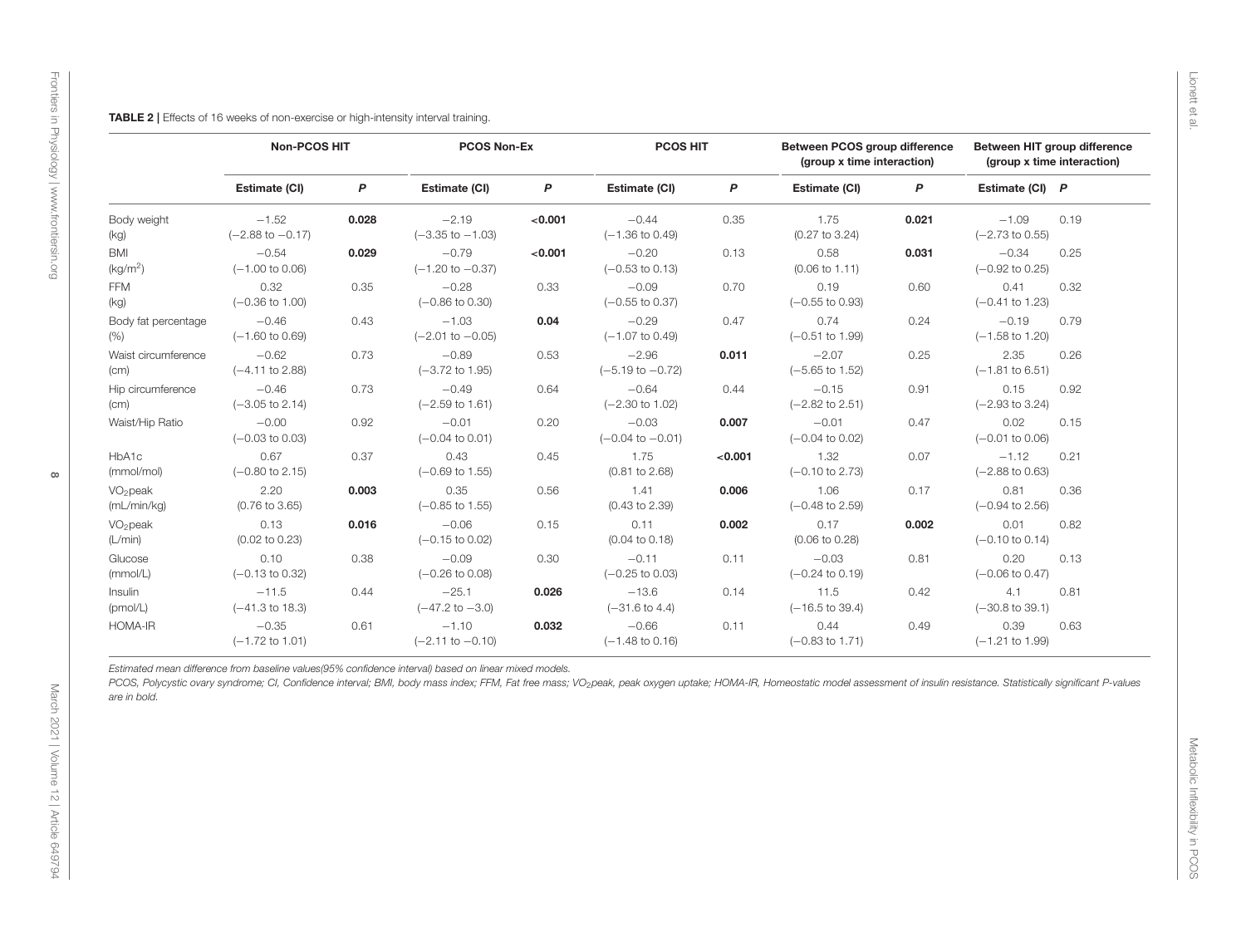**TABLE 2 |** Effects of 16 weeks of non-exercise or high-intensity interval training.

| | Non-PCOS HIT | | PCOS Non-Ex | | PCOS HIT | | Between PCOS group difference (group x time interaction) | | Between HIT group difference (group x time interaction) | |
|---|---|---|---|---|---|---|---|---|---|---|
| | Estimate (CI) | *P* | Estimate (CI) | *P* | Estimate (CI) | *P* | Estimate (CI) | *P* | Estimate (CI) | *P* |
| Body weight (kg) | −1.52 (−2.88 to −0.17) | **0.028** | −2.19 (−3.35 to −1.03) | **<0.001** | −0.44 (−1.36 to 0.49) | 0.35 | 1.75 (0.27 to 3.24) | **0.021** | −1.09 (−2.73 to 0.55) | 0.19 |
| BMI (kg/m$^2$) | −0.54 (−1.00 to 0.06) | **0.029** | −0.79 (−1.20 to −0.37) | **<0.001** | −0.20 (−0.53 to 0.13) | 0.13 | 0.58 (0.06 to 1.11) | **0.031** | −0.34 (−0.92 to 0.25) | 0.25 |
| FFM (kg) | 0.32 (−0.36 to 1.00) | 0.35 | −0.28 (−0.86 to 0.30) | 0.33 | −0.09 (−0.55 to 0.37) | 0.70 | 0.19 (−0.55 to 0.93) | 0.60 | 0.41 (−0.41 to 1.23) | 0.32 |
| Body fat percentage (%) | −0.46 (−1.60 to 0.69) | 0.43 | −1.03 (−2.01 to −0.05) | **0.04** | −0.29 (−1.07 to 0.49) | 0.47 | 0.74 (−0.51 to 1.99) | 0.24 | −0.19 (−1.58 to 1.20) | 0.79 |
| Waist circumference (cm) | −0.62 (−4.11 to 2.88) | 0.73 | −0.89 (−3.72 to 1.95) | 0.53 | −2.96 (−5.19 to −0.72) | **0.011** | −2.07 (−5.65 to 1.52) | 0.25 | 2.35 (−1.81 to 6.51) | 0.26 |
| Hip circumference (cm) | −0.46 (−3.05 to 2.14) | 0.73 | −0.49 (−2.59 to 1.61) | 0.64 | −0.64 (−2.30 to 1.02) | 0.44 | −0.15 (−2.82 to 2.51) | 0.91 | 0.15 (−2.93 to 3.24) | 0.92 |
| Waist/Hip Ratio | −0.00 (−0.03 to 0.03) | 0.92 | −0.01 (−0.04 to 0.01) | 0.20 | −0.03 (−0.04 to −0.01) | **0.007** | −0.01 (−0.04 to 0.02) | 0.47 | 0.02 (−0.01 to 0.06) | 0.15 |
| HbA1c (mmol/mol) | 0.67 (−0.80 to 2.15) | 0.37 | 0.43 (−0.69 to 1.55) | 0.45 | 1.75 (0.81 to 2.68) | **<0.001** | 1.32 (−0.10 to 2.73) | 0.07 | −1.12 (−2.88 to 0.63) | 0.21 |
| $VO_2$peak (mL/min/kg) | 2.20 (0.76 to 3.65) | **0.003** | 0.35 (−0.85 to 1.55) | 0.56 | 1.41 (0.43 to 2.39) | **0.006** | 1.06 (−0.48 to 2.59) | 0.17 | 0.81 (−0.94 to 2.56) | 0.36 |
| $VO_2$peak (L/min) | 0.13 (0.02 to 0.23) | **0.016** | −0.06 (−0.15 to 0.02) | 0.15 | 0.11 (0.04 to 0.18) | **0.002** | 0.17 (0.06 to 0.28) | **0.002** | 0.01 (−0.10 to 0.14) | 0.82 |
| Glucose (mmol/L) | 0.10 (−0.13 to 0.32) | 0.38 | −0.09 (−0.26 to 0.08) | 0.30 | −0.11 (−0.25 to 0.03) | 0.11 | −0.03 (−0.24 to 0.19) | 0.81 | 0.20 (−0.06 to 0.47) | 0.13 |
| Insulin (pmol/L) | −11.5 (−41.3 to 18.3) | 0.44 | −25.1 (−47.2 to −3.0) | **0.026** | −13.6 (−31.6 to 4.4) | 0.14 | 11.5 (−16.5 to 39.4) | 0.42 | 4.1 (−30.8 to 39.1) | 0.81 |
| HOMA-IR | −0.35 (−1.72 to 1.01) | 0.61 | −1.10 (−2.11 to −0.10) | **0.032** | −0.66 (−1.48 to 0.16) | 0.11 | 0.44 (−0.83 to 1.71) | 0.49 | 0.39 (−1.21 to 1.99) | 0.63 |

*Estimated mean difference from baseline values(95% confidence interval) based on linear mixed models.*

*PCOS, Polycystic ovary syndrome; CI, Confidence interval; BMI, body mass index; FFM, Fat free mass; $VO_2$peak, peak oxygen uptake; HOMA-IR, Homeostatic model assessment of insulin resistance. Statistically significant P-values are in bold.*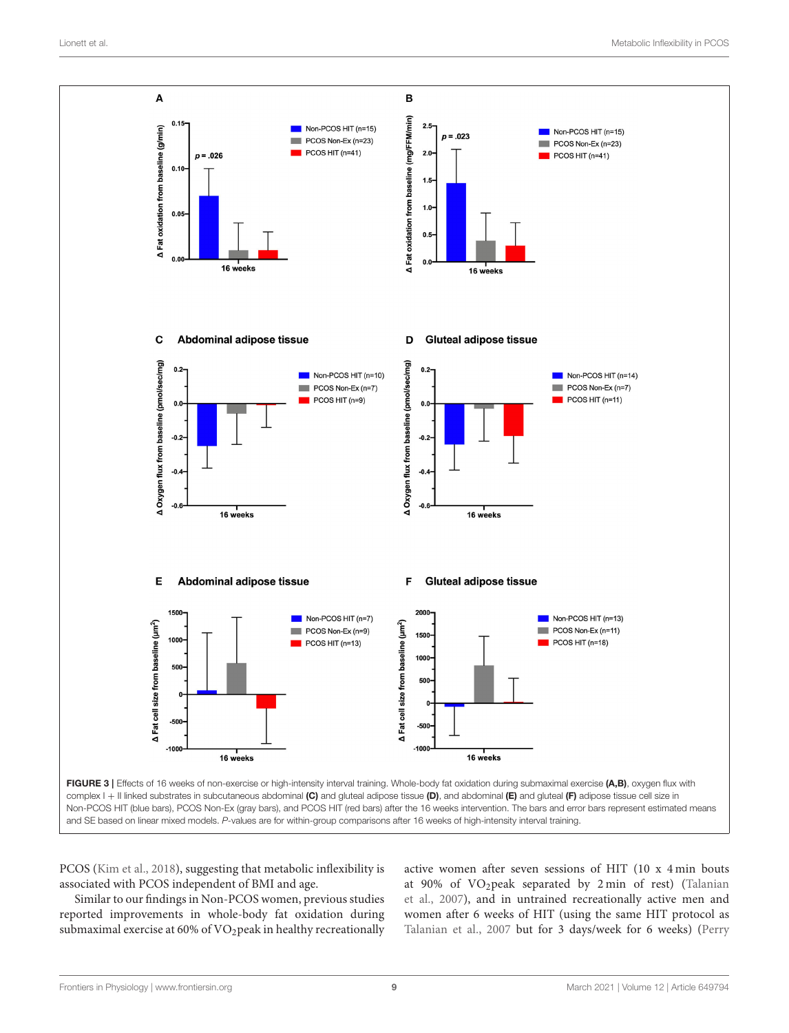**FIGURE 3** | Effects of 16 weeks of non-exercise or high-intensity interval training. Whole-body fat oxidation during submaximal exercise **(A,B)**, oxygen flux with complex I + II linked substrates in subcutaneous abdominal **(C)** and gluteal adipose tissue **(D)**, and abdominal **(E)** and gluteal **(F)** adipose tissue cell size in Non-PCOS HIT (blue bars), PCOS Non-Ex (gray bars), and PCOS HIT (red bars) after the 16 weeks intervention. The bars and error bars represent estimated means and SE based on linear mixed models. *P*-values are for within-group comparisons after 16 weeks of high-intensity interval training.

PCOS (Kim et al., 2018), suggesting that metabolic inflexibility is associated with PCOS independent of BMI and age.

Similar to our findings in Non-PCOS women, previous studies reported improvements in whole-body fat oxidation during submaximal exercise at 60% of $VO_2$peak in healthy recreationally active women after seven sessions of HIT (10 x 4 min bouts at 90% of $VO_2$peak separated by 2 min of rest) (Talanian et al., 2007), and in untrained recreationally active men and women after 6 weeks of HIT (using the same HIT protocol as Talanian et al., 2007 but for 3 days/week for 6 weeks) (Perry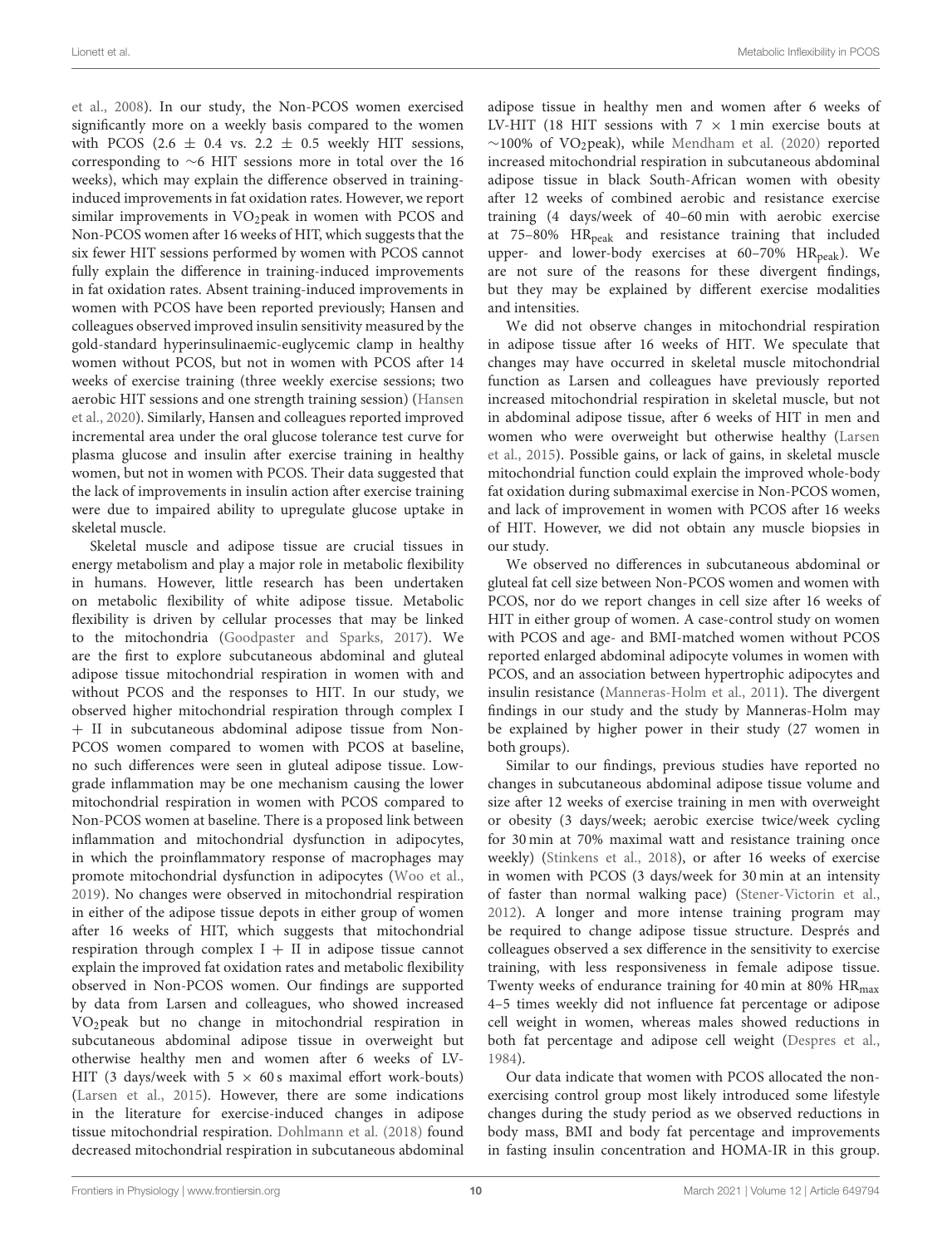et al., 2008). In our study, the Non-PCOS women exercised significantly more on a weekly basis compared to the women with PCOS (2.6 ± 0.4 vs. 2.2 ± 0.5 weekly HIT sessions, corresponding to ∼6 HIT sessions more in total over the 16 weeks), which may explain the difference observed in training-induced improvements in fat oxidation rates. However, we report similar improvements in $VO_2$peak in women with PCOS and Non-PCOS women after 16 weeks of HIT, which suggests that the six fewer HIT sessions performed by women with PCOS cannot fully explain the difference in training-induced improvements in fat oxidation rates. Absent training-induced improvements in women with PCOS have been reported previously; Hansen and colleagues observed improved insulin sensitivity measured by the gold-standard hyperinsulinaemic-euglycemic clamp in healthy women without PCOS, but not in women with PCOS after 14 weeks of exercise training (three weekly exercise sessions; two aerobic HIT sessions and one strength training session) (Hansen et al., 2020). Similarly, Hansen and colleagues reported improved incremental area under the oral glucose tolerance test curve for plasma glucose and insulin after exercise training in healthy women, but not in women with PCOS. Their data suggested that the lack of improvements in insulin action after exercise training were due to impaired ability to upregulate glucose uptake in skeletal muscle.

Skeletal muscle and adipose tissue are crucial tissues in energy metabolism and play a major role in metabolic flexibility in humans. However, little research has been undertaken on metabolic flexibility of white adipose tissue. Metabolic flexibility is driven by cellular processes that may be linked to the mitochondria (Goodpaster and Sparks, 2017). We are the first to explore subcutaneous abdominal and gluteal adipose tissue mitochondrial respiration in women with and without PCOS and the responses to HIT. In our study, we observed higher mitochondrial respiration through complex I + II in subcutaneous abdominal adipose tissue from Non-PCOS women compared to women with PCOS at baseline, no such differences were seen in gluteal adipose tissue. Low-grade inflammation may be one mechanism causing the lower mitochondrial respiration in women with PCOS compared to Non-PCOS women at baseline. There is a proposed link between inflammation and mitochondrial dysfunction in adipocytes, in which the proinflammatory response of macrophages may promote mitochondrial dysfunction in adipocytes (Woo et al., 2019). No changes were observed in mitochondrial respiration in either of the adipose tissue depots in either group of women after 16 weeks of HIT, which suggests that mitochondrial respiration through complex I + II in adipose tissue cannot explain the improved fat oxidation rates and metabolic flexibility observed in Non-PCOS women. Our findings are supported by data from Larsen and colleagues, who showed increased $VO_2$peak but no change in mitochondrial respiration in subcutaneous abdominal adipose tissue in overweight but otherwise healthy men and women after 6 weeks of LV-HIT (3 days/week with 5 × 60 s maximal effort work-bouts) (Larsen et al., 2015). However, there are some indications in the literature for exercise-induced changes in adipose tissue mitochondrial respiration. Dohlmann et al. (2018) found decreased mitochondrial respiration in subcutaneous abdominal adipose tissue in healthy men and women after 6 weeks of LV-HIT (18 HIT sessions with 7 × 1 min exercise bouts at ∼100% of $VO_2$peak), while Mendham et al. (2020) reported increased mitochondrial respiration in subcutaneous abdominal adipose tissue in black South-African women with obesity after 12 weeks of combined aerobic and resistance exercise training (4 days/week of 40–60 min with aerobic exercise at 75–80% $HR_{peak}$ and resistance training that included upper- and lower-body exercises at 60–70% $HR_{peak}$). We are not sure of the reasons for these divergent findings, but they may be explained by different exercise modalities and intensities.

We did not observe changes in mitochondrial respiration in adipose tissue after 16 weeks of HIT. We speculate that changes may have occurred in skeletal muscle mitochondrial function as Larsen and colleagues have previously reported increased mitochondrial respiration in skeletal muscle, but not in abdominal adipose tissue, after 6 weeks of HIT in men and women who were overweight but otherwise healthy (Larsen et al., 2015). Possible gains, or lack of gains, in skeletal muscle mitochondrial function could explain the improved whole-body fat oxidation during submaximal exercise in Non-PCOS women, and lack of improvement in women with PCOS after 16 weeks of HIT. However, we did not obtain any muscle biopsies in our study.

We observed no differences in subcutaneous abdominal or gluteal fat cell size between Non-PCOS women and women with PCOS, nor do we report changes in cell size after 16 weeks of HIT in either group of women. A case-control study on women with PCOS and age- and BMI-matched women without PCOS reported enlarged abdominal adipocyte volumes in women with PCOS, and an association between hypertrophic adipocytes and insulin resistance (Manneras-Holm et al., 2011). The divergent findings in our study and the study by Manneras-Holm may be explained by higher power in their study (27 women in both groups).

Similar to our findings, previous studies have reported no changes in subcutaneous abdominal adipose tissue volume and size after 12 weeks of exercise training in men with overweight or obesity (3 days/week; aerobic exercise twice/week cycling for 30 min at 70% maximal watt and resistance training once weekly) (Stinkens et al., 2018), or after 16 weeks of exercise in women with PCOS (3 days/week for 30 min at an intensity of faster than normal walking pace) (Stener-Victorin et al., 2012). A longer and more intense training program may be required to change adipose tissue structure. Després and colleagues observed a sex difference in the sensitivity to exercise training, with less responsiveness in female adipose tissue. Twenty weeks of endurance training for 40 min at 80% $HR_{max}$ 4–5 times weekly did not influence fat percentage or adipose cell weight in women, whereas males showed reductions in both fat percentage and adipose cell weight (Despres et al., 1984).

Our data indicate that women with PCOS allocated the non-exercising control group most likely introduced some lifestyle changes during the study period as we observed reductions in body mass, BMI and body fat percentage and improvements in fasting insulin concentration and HOMA-IR in this group.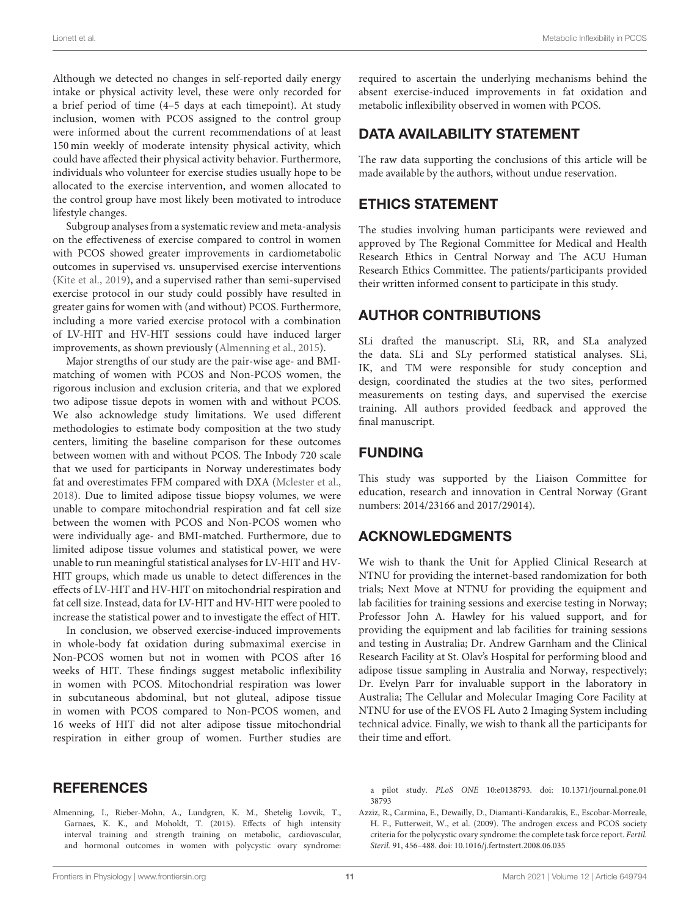Although we detected no changes in self-reported daily energy intake or physical activity level, these were only recorded for a brief period of time (4–5 days at each timepoint). At study inclusion, women with PCOS assigned to the control group were informed about the current recommendations of at least 150 min weekly of moderate intensity physical activity, which could have affected their physical activity behavior. Furthermore, individuals who volunteer for exercise studies usually hope to be allocated to the exercise intervention, and women allocated to the control group have most likely been motivated to introduce lifestyle changes.

Subgroup analyses from a systematic review and meta-analysis on the effectiveness of exercise compared to control in women with PCOS showed greater improvements in cardiometabolic outcomes in supervised vs. unsupervised exercise interventions (Kite et al., 2019), and a supervised rather than semi-supervised exercise protocol in our study could possibly have resulted in greater gains for women with (and without) PCOS. Furthermore, including a more varied exercise protocol with a combination of LV-HIT and HV-HIT sessions could have induced larger improvements, as shown previously (Almenning et al., 2015).

Major strengths of our study are the pair-wise age- and BMI-matching of women with PCOS and Non-PCOS women, the rigorous inclusion and exclusion criteria, and that we explored two adipose tissue depots in women with and without PCOS. We also acknowledge study limitations. We used different methodologies to estimate body composition at the two study centers, limiting the baseline comparison for these outcomes between women with and without PCOS. The Inbody 720 scale that we used for participants in Norway underestimates body fat and overestimates FFM compared with DXA (Mclester et al., 2018). Due to limited adipose tissue biopsy volumes, we were unable to compare mitochondrial respiration and fat cell size between the women with PCOS and Non-PCOS women who were individually age- and BMI-matched. Furthermore, due to limited adipose tissue volumes and statistical power, we were unable to run meaningful statistical analyses for LV-HIT and HV-HIT groups, which made us unable to detect differences in the effects of LV-HIT and HV-HIT on mitochondrial respiration and fat cell size. Instead, data for LV-HIT and HV-HIT were pooled to increase the statistical power and to investigate the effect of HIT.

In conclusion, we observed exercise-induced improvements in whole-body fat oxidation during submaximal exercise in Non-PCOS women but not in women with PCOS after 16 weeks of HIT. These findings suggest metabolic inflexibility in women with PCOS. Mitochondrial respiration was lower in subcutaneous abdominal, but not gluteal, adipose tissue in women with PCOS compared to Non-PCOS women, and 16 weeks of HIT did not alter adipose tissue mitochondrial respiration in either group of women. Further studies are required to ascertain the underlying mechanisms behind the absent exercise-induced improvements in fat oxidation and metabolic inflexibility observed in women with PCOS.

## DATA AVAILABILITY STATEMENT

The raw data supporting the conclusions of this article will be made available by the authors, without undue reservation.

## ETHICS STATEMENT

The studies involving human participants were reviewed and approved by The Regional Committee for Medical and Health Research Ethics in Central Norway and The ACU Human Research Ethics Committee. The patients/participants provided their written informed consent to participate in this study.

## AUTHOR CONTRIBUTIONS

SLi drafted the manuscript. SLi, RR, and SLa analyzed the data. SLi and SLy performed statistical analyses. SLi, IK, and TM were responsible for study conception and design, coordinated the studies at the two sites, performed measurements on testing days, and supervised the exercise training. All authors provided feedback and approved the final manuscript.

## FUNDING

This study was supported by the Liaison Committee for education, research and innovation in Central Norway (Grant numbers: 2014/23166 and 2017/29014).

## ACKNOWLEDGMENTS

We wish to thank the Unit for Applied Clinical Research at NTNU for providing the internet-based randomization for both trials; Next Move at NTNU for providing the equipment and lab facilities for training sessions and exercise testing in Norway; Professor John A. Hawley for his valued support, and for providing the equipment and lab facilities for training sessions and testing in Australia; Dr. Andrew Garnham and the Clinical Research Facility at St. Olav's Hospital for performing blood and adipose tissue sampling in Australia and Norway, respectively; Dr. Evelyn Parr for invaluable support in the laboratory in Australia; The Cellular and Molecular Imaging Core Facility at NTNU for use of the EVOS FL Auto 2 Imaging System including technical advice. Finally, we wish to thank all the participants for their time and effort.

## REFERENCES

Almenning, I., Rieber-Mohn, A., Lundgren, K. M., Shetelig Lovvik, T., Garnaes, K. K., and Moholdt, T. (2015). Effects of high intensity interval training and strength training on metabolic, cardiovascular, and hormonal outcomes in women with polycystic ovary syndrome: a pilot study. *PLoS ONE* 10:e0138793. doi: 10.1371/journal.pone.0138793

Azziz, R., Carmina, E., Dewailly, D., Diamanti-Kandarakis, E., Escobar-Morreale, H. F., Futterweit, W., et al. (2009). The androgen excess and PCOS society criteria for the polycystic ovary syndrome: the complete task force report. *Fertil. Steril.* 91, 456–488. doi: 10.1016/j.fertnstert.2008.06.035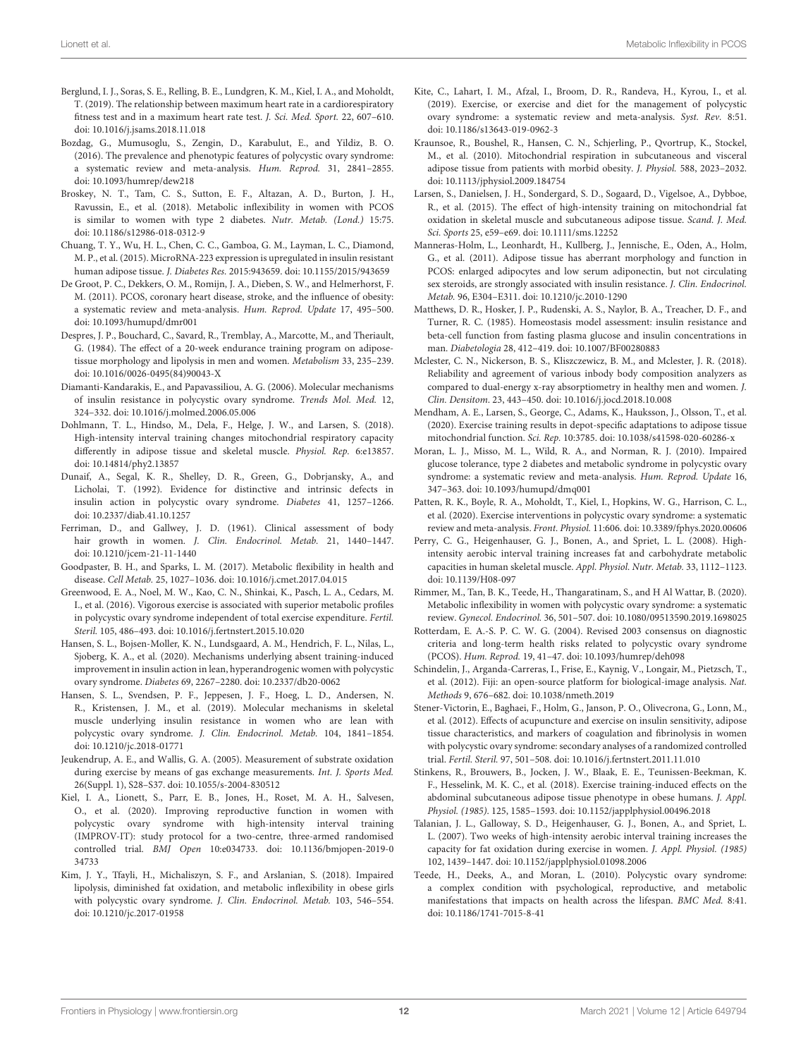Berglund, I. J., Soras, S. E., Relling, B. E., Lundgren, K. M., Kiel, I. A., and Moholdt, T. (2019). The relationship between maximum heart rate in a cardiorespiratory fitness test and in a maximum heart rate test. *J. Sci. Med. Sport.* 22, 607–610. doi: 10.1016/j.jsams.2018.11.018

Bozdag, G., Mumusoglu, S., Zengin, D., Karabulut, E., and Yildiz, B. O. (2016). The prevalence and phenotypic features of polycystic ovary syndrome: a systematic review and meta-analysis. *Hum. Reprod.* 31, 2841–2855. doi: 10.1093/humrep/dew218

Broskey, N. T., Tam, C. S., Sutton, E. F., Altazan, A. D., Burton, J. H., Ravussin, E., et al. (2018). Metabolic inflexibility in women with PCOS is similar to women with type 2 diabetes. *Nutr. Metab. (Lond.)* 15:75. doi: 10.1186/s12986-018-0312-9

Chuang, T. Y., Wu, H. L., Chen, C. C., Gamboa, G. M., Layman, L. C., Diamond, M. P., et al. (2015). MicroRNA-223 expression is upregulated in insulin resistant human adipose tissue. *J. Diabetes Res.* 2015:943659. doi: 10.1155/2015/943659

De Groot, P. C., Dekkers, O. M., Romijn, J. A., Dieben, S. W., and Helmerhorst, F. M. (2011). PCOS, coronary heart disease, stroke, and the influence of obesity: a systematic review and meta-analysis. *Hum. Reprod. Update* 17, 495–500. doi: 10.1093/humupd/dmr001

Despres, J. P., Bouchard, C., Savard, R., Tremblay, A., Marcotte, M., and Theriault, G. (1984). The effect of a 20-week endurance training program on adipose-tissue morphology and lipolysis in men and women. *Metabolism* 33, 235–239. doi: 10.1016/0026-0495(84)90043-X

Diamanti-Kandarakis, E., and Papavassiliou, A. G. (2006). Molecular mechanisms of insulin resistance in polycystic ovary syndrome. *Trends Mol. Med.* 12, 324–332. doi: 10.1016/j.molmed.2006.05.006

Dohlmann, T. L., Hindso, M., Dela, F., Helge, J. W., and Larsen, S. (2018). High-intensity interval training changes mitochondrial respiratory capacity differently in adipose tissue and skeletal muscle. *Physiol. Rep.* 6:e13857. doi: 10.14814/phy2.13857

Dunaif, A., Segal, K. R., Shelley, D. R., Green, G., Dobrjansky, A., and Licholai, T. (1992). Evidence for distinctive and intrinsic defects in insulin action in polycystic ovary syndrome. *Diabetes* 41, 1257–1266. doi: 10.2337/diab.41.10.1257

Ferriman, D., and Gallwey, J. D. (1961). Clinical assessment of body hair growth in women. *J. Clin. Endocrinol. Metab.* 21, 1440–1447. doi: 10.1210/jcem-21-11-1440

Goodpaster, B. H., and Sparks, L. M. (2017). Metabolic flexibility in health and disease. *Cell Metab.* 25, 1027–1036. doi: 10.1016/j.cmet.2017.04.015

Greenwood, E. A., Noel, M. W., Kao, C. N., Shinkai, K., Pasch, L. A., Cedars, M. I., et al. (2016). Vigorous exercise is associated with superior metabolic profiles in polycystic ovary syndrome independent of total exercise expenditure. *Fertil. Steril.* 105, 486–493. doi: 10.1016/j.fertnstert.2015.10.020

Hansen, S. L., Bojsen-Moller, K. N., Lundsgaard, A. M., Hendrich, F. L., Nilas, L., Sjoberg, K. A., et al. (2020). Mechanisms underlying absent training-induced improvement in insulin action in lean, hyperandrogenic women with polycystic ovary syndrome. *Diabetes* 69, 2267–2280. doi: 10.2337/db20-0062

Hansen, S. L., Svendsen, P. F., Jeppesen, J. F., Hoeg, L. D., Andersen, N. R., Kristensen, J. M., et al. (2019). Molecular mechanisms in skeletal muscle underlying insulin resistance in women who are lean with polycystic ovary syndrome. *J. Clin. Endocrinol. Metab.* 104, 1841–1854. doi: 10.1210/jc.2018-01771

Jeukendrup, A. E., and Wallis, G. A. (2005). Measurement of substrate oxidation during exercise by means of gas exchange measurements. *Int. J. Sports Med.* 26(Suppl. 1), S28–S37. doi: 10.1055/s-2004-830512

Kiel, I. A., Lionett, S., Parr, E. B., Jones, H., Roset, M. A. H., Salvesen, O., et al. (2020). Improving reproductive function in women with polycystic ovary syndrome with high-intensity interval training (IMPROV-IT): study protocol for a two-centre, three-armed randomised controlled trial. *BMJ Open* 10:e034733. doi: 10.1136/bmjopen-2019-034733

Kim, J. Y., Tfayli, H., Michaliszyn, S. F., and Arslanian, S. (2018). Impaired lipolysis, diminished fat oxidation, and metabolic inflexibility in obese girls with polycystic ovary syndrome. *J. Clin. Endocrinol. Metab.* 103, 546–554. doi: 10.1210/jc.2017-01958

Kite, C., Lahart, I. M., Afzal, I., Broom, D. R., Randeva, H., Kyrou, I., et al. (2019). Exercise, or exercise and diet for the management of polycystic ovary syndrome: a systematic review and meta-analysis. *Syst. Rev.* 8:51. doi: 10.1186/s13643-019-0962-3

Kraunsoe, R., Boushel, R., Hansen, C. N., Schjerling, P., Qvortrup, K., Stockel, M., et al. (2010). Mitochondrial respiration in subcutaneous and visceral adipose tissue from patients with morbid obesity. *J. Physiol.* 588, 2023–2032. doi: 10.1113/jphysiol.2009.184754

Larsen, S., Danielsen, J. H., Sondergard, S. D., Sogaard, D., Vigelsoe, A., Dybboe, R., et al. (2015). The effect of high-intensity training on mitochondrial fat oxidation in skeletal muscle and subcutaneous adipose tissue. *Scand. J. Med. Sci. Sports* 25, e59–e69. doi: 10.1111/sms.12252

Manneras-Holm, L., Leonhardt, H., Kullberg, J., Jennische, E., Oden, A., Holm, G., et al. (2011). Adipose tissue has aberrant morphology and function in PCOS: enlarged adipocytes and low serum adiponectin, but not circulating sex steroids, are strongly associated with insulin resistance. *J. Clin. Endocrinol. Metab.* 96, E304–E311. doi: 10.1210/jc.2010-1290

Matthews, D. R., Hosker, J. P., Rudenski, A. S., Naylor, B. A., Treacher, D. F., and Turner, R. C. (1985). Homeostasis model assessment: insulin resistance and beta-cell function from fasting plasma glucose and insulin concentrations in man. *Diabetologia* 28, 412–419. doi: 10.1007/BF00280883

Mclester, C. N., Nickerson, B. S., Kliszczewicz, B. M., and Mclester, J. R. (2018). Reliability and agreement of various inbody body composition analyzers as compared to dual-energy x-ray absorptiometry in healthy men and women. *J. Clin. Densitom.* 23, 443–450. doi: 10.1016/j.jocd.2018.10.008

Mendham, A. E., Larsen, S., George, C., Adams, K., Hauksson, J., Olsson, T., et al. (2020). Exercise training results in depot-specific adaptations to adipose tissue mitochondrial function. *Sci. Rep.* 10:3785. doi: 10.1038/s41598-020-60286-x

Moran, L. J., Misso, M. L., Wild, R. A., and Norman, R. J. (2010). Impaired glucose tolerance, type 2 diabetes and metabolic syndrome in polycystic ovary syndrome: a systematic review and meta-analysis. *Hum. Reprod. Update* 16, 347–363. doi: 10.1093/humupd/dmq001

Patten, R. K., Boyle, R. A., Moholdt, T., Kiel, I., Hopkins, W. G., Harrison, C. L., et al. (2020). Exercise interventions in polycystic ovary syndrome: a systematic review and meta-analysis. *Front. Physiol.* 11:606. doi: 10.3389/fphys.2020.00606

Perry, C. G., Heigenhauser, G. J., Bonen, A., and Spriet, L. L. (2008). High-intensity aerobic interval training increases fat and carbohydrate metabolic capacities in human skeletal muscle. *Appl. Physiol. Nutr. Metab.* 33, 1112–1123. doi: 10.1139/H08-097

Rimmer, M., Tan, B. K., Teede, H., Thangaratinam, S., and H Al Wattar, B. (2020). Metabolic inflexibility in women with polycystic ovary syndrome: a systematic review. *Gynecol. Endocrinol.* 36, 501–507. doi: 10.1080/09513590.2019.1698025

Rotterdam, E. A.-S. P. C. W. G. (2004). Revised 2003 consensus on diagnostic criteria and long-term health risks related to polycystic ovary syndrome (PCOS). *Hum. Reprod.* 19, 41–47. doi: 10.1093/humrep/deh098

Schindelin, J., Arganda-Carreras, I., Frise, E., Kaynig, V., Longair, M., Pietzsch, T., et al. (2012). Fiji: an open-source platform for biological-image analysis. *Nat. Methods* 9, 676–682. doi: 10.1038/nmeth.2019

Stener-Victorin, E., Baghaei, F., Holm, G., Janson, P. O., Olivecrona, G., Lonn, M., et al. (2012). Effects of acupuncture and exercise on insulin sensitivity, adipose tissue characteristics, and markers of coagulation and fibrinolysis in women with polycystic ovary syndrome: secondary analyses of a randomized controlled trial. *Fertil. Steril.* 97, 501–508. doi: 10.1016/j.fertnstert.2011.11.010

Stinkens, R., Brouwers, B., Jocken, J. W., Blaak, E. E., Teunissen-Beekman, K. F., Hesselink, M. K. C., et al. (2018). Exercise training-induced effects on the abdominal subcutaneous adipose tissue phenotype in obese humans. *J. Appl. Physiol. (1985).* 125, 1585–1593. doi: 10.1152/japplphysiol.00496.2018

Talanian, J. L., Galloway, S. D., Heigenhauser, G. J., Bonen, A., and Spriet, L. L. (2007). Two weeks of high-intensity aerobic interval training increases the capacity for fat oxidation during exercise in women. *J. Appl. Physiol. (1985)* 102, 1439–1447. doi: 10.1152/japplphysiol.01098.2006

Teede, H., Deeks, A., and Moran, L. (2010). Polycystic ovary syndrome: a complex condition with psychological, reproductive, and metabolic manifestations that impacts on health across the lifespan. *BMC Med.* 8:41. doi: 10.1186/1741-7015-8-41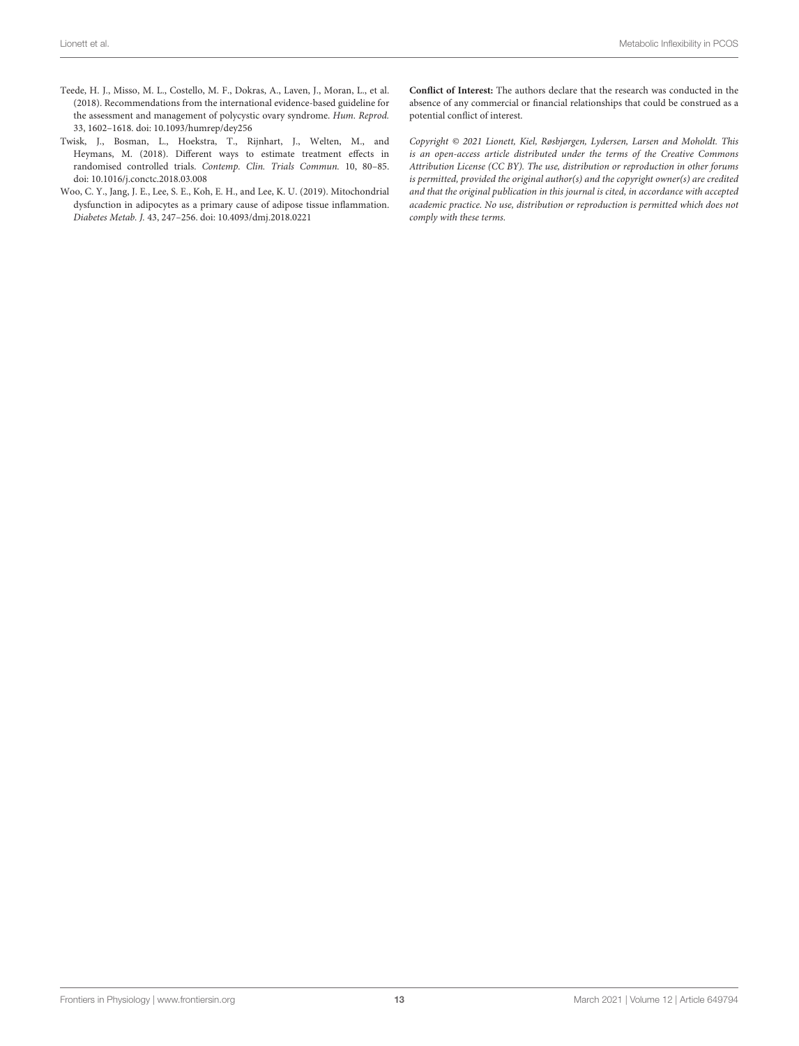Teede, H. J., Misso, M. L., Costello, M. F., Dokras, A., Laven, J., Moran, L., et al. (2018). Recommendations from the international evidence-based guideline for the assessment and management of polycystic ovary syndrome. *Hum. Reprod.* 33, 1602–1618. doi: 10.1093/humrep/dey256

Twisk, J., Bosman, L., Hoekstra, T., Rijnhart, J., Welten, M., and Heymans, M. (2018). Different ways to estimate treatment effects in randomised controlled trials. *Contemp. Clin. Trials Commun.* 10, 80–85. doi: 10.1016/j.conctc.2018.03.008

Woo, C. Y., Jang, J. E., Lee, S. E., Koh, E. H., and Lee, K. U. (2019). Mitochondrial dysfunction in adipocytes as a primary cause of adipose tissue inflammation. *Diabetes Metab. J.* 43, 247–256. doi: 10.4093/dmj.2018.0221

**Conflict of Interest:** The authors declare that the research was conducted in the absence of any commercial or financial relationships that could be construed as a potential conflict of interest.

*Copyright © 2021 Lionett, Kiel, Røsbjørgen, Lydersen, Larsen and Moholdt. This is an open-access article distributed under the terms of the Creative Commons Attribution License (CC BY). The use, distribution or reproduction in other forums is permitted, provided the original author(s) and the copyright owner(s) are credited and that the original publication in this journal is cited, in accordance with accepted academic practice. No use, distribution or reproduction is permitted which does not comply with these terms.*